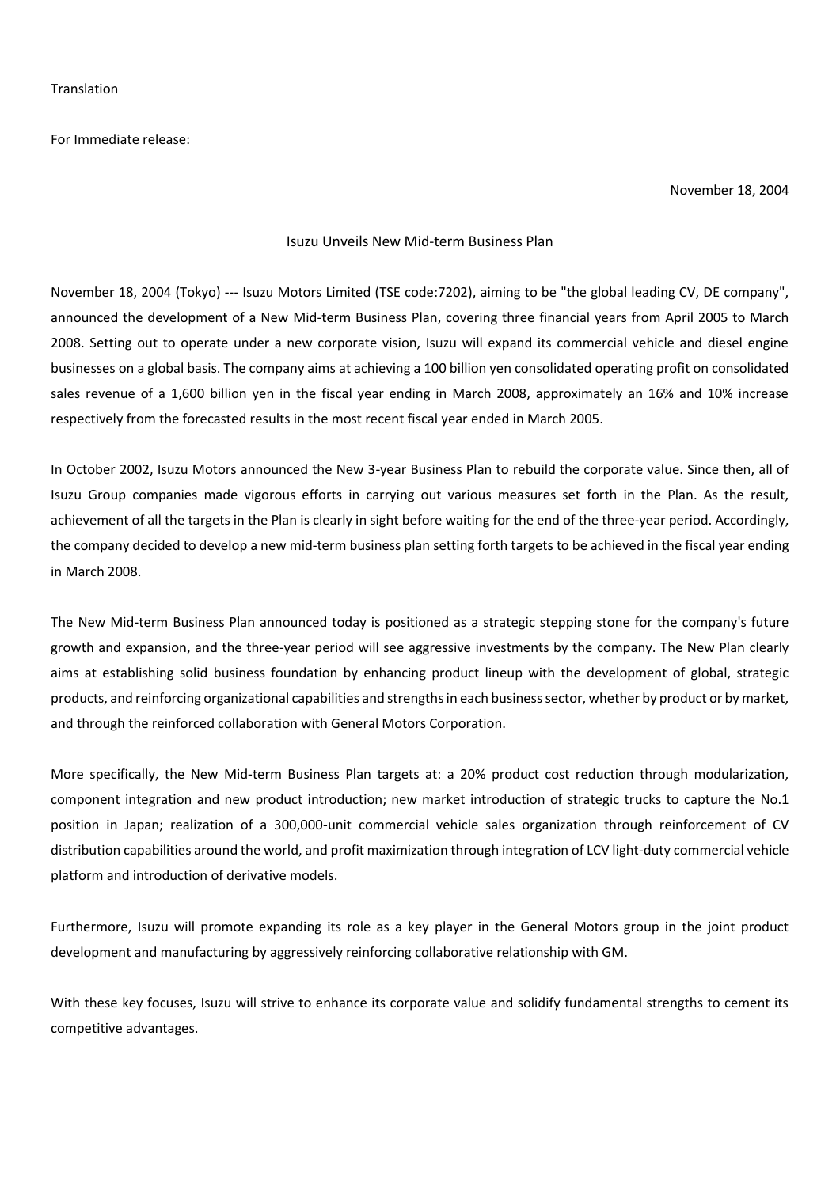Translation

For Immediate release:

November 18, 2004

# Isuzu Unveils New Mid-term Business Plan

November 18, 2004 (Tokyo) --- Isuzu Motors Limited (TSE code:7202), aiming to be "the global leading CV, DE company", announced the development of a New Mid-term Business Plan, covering three financial years from April 2005 to March 2008. Setting out to operate under a new corporate vision, Isuzu will expand its commercial vehicle and diesel engine businesses on a global basis. The company aims at achieving a 100 billion yen consolidated operating profit on consolidated sales revenue of a 1,600 billion yen in the fiscal year ending in March 2008, approximately an 16% and 10% increase respectively from the forecasted results in the most recent fiscal year ended in March 2005.

In October 2002, Isuzu Motors announced the New 3-year Business Plan to rebuild the corporate value. Since then, all of Isuzu Group companies made vigorous efforts in carrying out various measures set forth in the Plan. As the result, achievement of all the targets in the Plan is clearly in sight before waiting for the end of the three-year period. Accordingly, the company decided to develop a new mid-term business plan setting forth targets to be achieved in the fiscal year ending in March 2008.

The New Mid-term Business Plan announced today is positioned as a strategic stepping stone for the company's future growth and expansion, and the three-year period will see aggressive investments by the company. The New Plan clearly aims at establishing solid business foundation by enhancing product lineup with the development of global, strategic products, and reinforcing organizational capabilities and strengths in each business sector, whether by product or by market, and through the reinforced collaboration with General Motors Corporation.

More specifically, the New Mid-term Business Plan targets at: a 20% product cost reduction through modularization, component integration and new product introduction; new market introduction of strategic trucks to capture the No.1 position in Japan; realization of a 300,000-unit commercial vehicle sales organization through reinforcement of CV distribution capabilities around the world, and profit maximization through integration of LCV light-duty commercial vehicle platform and introduction of derivative models.

Furthermore, Isuzu will promote expanding its role as a key player in the General Motors group in the joint product development and manufacturing by aggressively reinforcing collaborative relationship with GM.

With these key focuses, Isuzu will strive to enhance its corporate value and solidify fundamental strengths to cement its competitive advantages.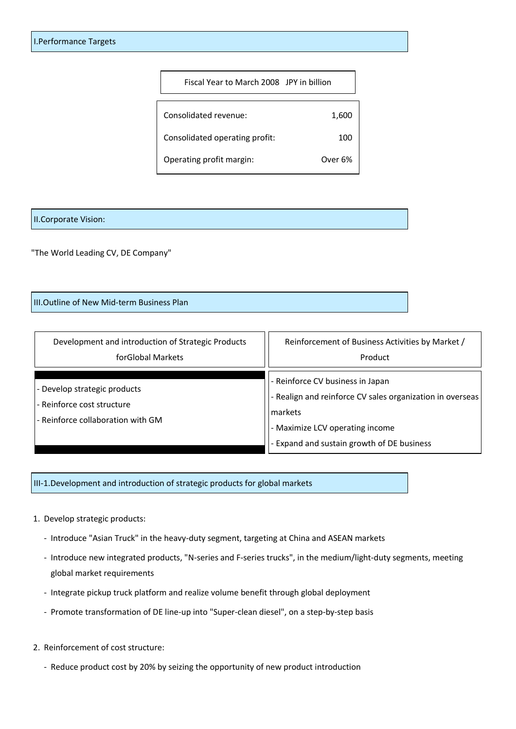## I.Performance Targets

| Fiscal Year to March 2008 JPY in billion | |
|---|---|
| Consolidated revenue: | 1,600 |
| Consolidated operating profit: | 100 |
| Operating profit margin: | Over 6% |

## II.Corporate Vision:

"The World Leading CV, DE Company"

## III.Outline of New Mid-term Business Plan

| Development and introduction of Strategic Products forGlobal Markets | Reinforcement of Business Activities by Market / Product |
|---|---|
| - Develop strategic products<br>- Reinforce cost structure<br>- Reinforce collaboration with GM | - Reinforce CV business in Japan<br>- Realign and reinforce CV sales organization in overseas markets<br>- Maximize LCV operating income<br>- Expand and sustain growth of DE business |

## III-1.Development and introduction of strategic products for global markets

1. Develop strategic products:
   - Introduce "Asian Truck" in the heavy-duty segment, targeting at China and ASEAN markets
   - Introduce new integrated products, "N-series and F-series trucks", in the medium/light-duty segments, meeting global market requirements
   - Integrate pickup truck platform and realize volume benefit through global deployment
   - Promote transformation of DE line-up into "Super-clean diesel", on a step-by-step basis

2. Reinforcement of cost structure:
   - Reduce product cost by 20% by seizing the opportunity of new product introduction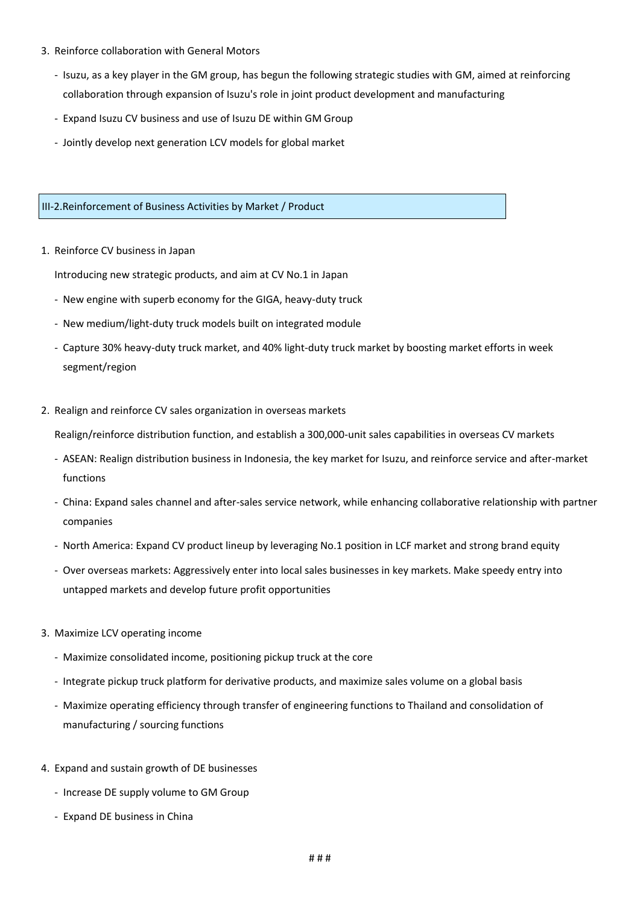3. Reinforce collaboration with General Motors

   - Isuzu, as a key player in the GM group, has begun the following strategic studies with GM, aimed at reinforcing collaboration through expansion of Isuzu's role in joint product development and manufacturing
   - Expand Isuzu CV business and use of Isuzu DE within GM Group
   - Jointly develop next generation LCV models for global market

## III-2.Reinforcement of Business Activities by Market / Product

1. Reinforce CV business in Japan

   Introducing new strategic products, and aim at CV No.1 in Japan

   - New engine with superb economy for the GIGA, heavy-duty truck
   - New medium/light-duty truck models built on integrated module
   - Capture 30% heavy-duty truck market, and 40% light-duty truck market by boosting market efforts in week segment/region

2. Realign and reinforce CV sales organization in overseas markets

   Realign/reinforce distribution function, and establish a 300,000-unit sales capabilities in overseas CV markets

   - ASEAN: Realign distribution business in Indonesia, the key market for Isuzu, and reinforce service and after-market functions
   - China: Expand sales channel and after-sales service network, while enhancing collaborative relationship with partner companies
   - North America: Expand CV product lineup by leveraging No.1 position in LCF market and strong brand equity
   - Over overseas markets: Aggressively enter into local sales businesses in key markets. Make speedy entry into untapped markets and develop future profit opportunities

3. Maximize LCV operating income

   - Maximize consolidated income, positioning pickup truck at the core
   - Integrate pickup truck platform for derivative products, and maximize sales volume on a global basis
   - Maximize operating efficiency through transfer of engineering functions to Thailand and consolidation of manufacturing / sourcing functions

4. Expand and sustain growth of DE businesses

   - Increase DE supply volume to GM Group
   - Expand DE business in China

# # #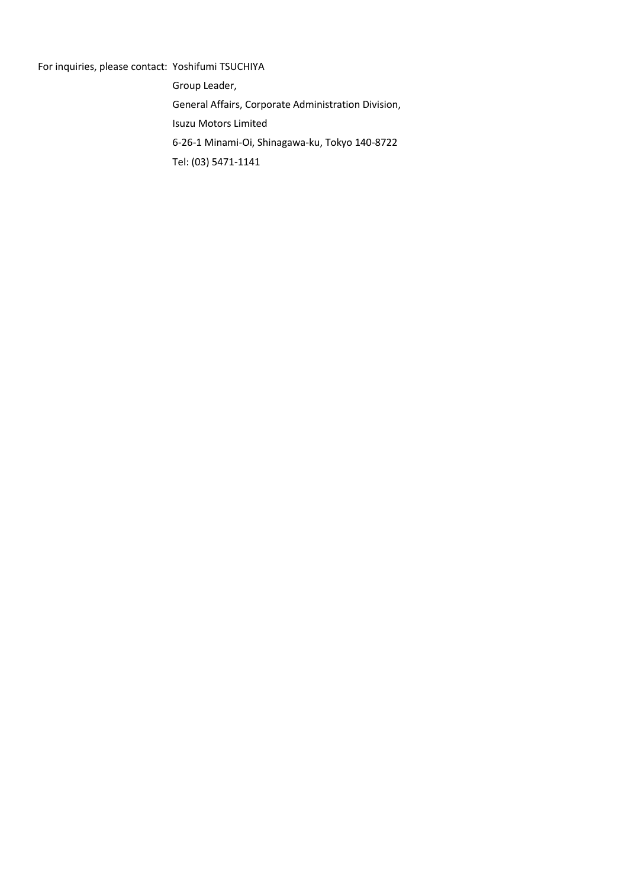For inquiries, please contact: Yoshifumi TSUCHIYA

Group Leader,

General Affairs, Corporate Administration Division,

Isuzu Motors Limited

6-26-1 Minami-Oi, Shinagawa-ku, Tokyo 140-8722

Tel: (03) 5471-1141